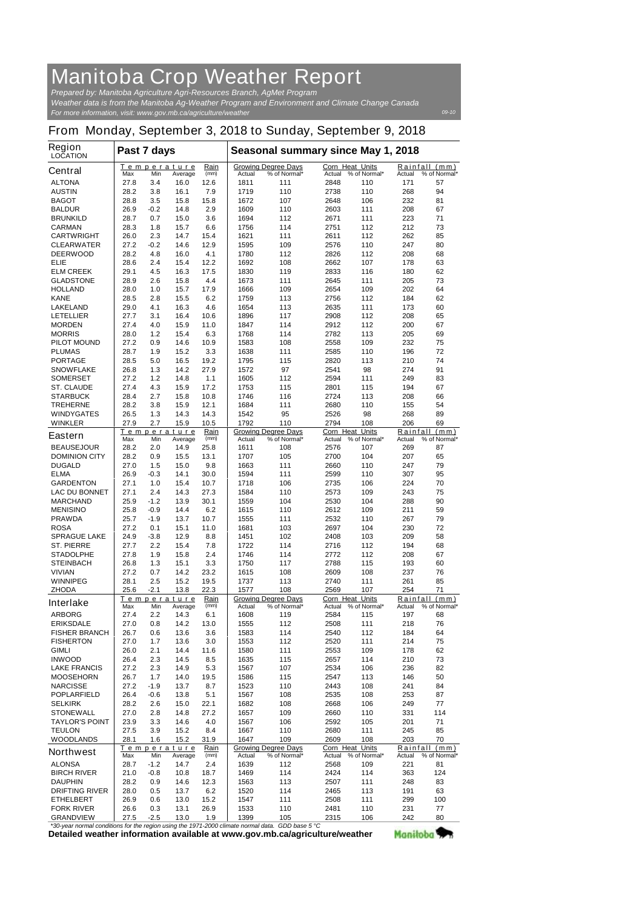# Manitoba Crop Weather Report

*Prepared by: Manitoba Agriculture Agri-Resources Branch, AgMet Program*
*Weather data is from the Manitoba Ag-Weather Program and Environment and Climate Change Canada*
*For more information, visit: www.gov.mb.ca/agriculture/weather*

09-10

## From Monday, September 3, 2018 to Sunday, September 9, 2018

| Region LOCATION | Past 7 days | | | | Seasonal summary since May 1, 2018 | | | | | |
|---|---|---|---|---|---|---|---|---|---|---|
| | Temperature | | | Rain | Growing Degree Days | | Corn Heat Units | | Rainfall (mm) | |
| **Central** | Max | Min | Average | (mm) | Actual | % of Normal* | Actual | % of Normal* | Actual | % of Normal* |
| ALTONA | 27.8 | 3.4 | 16.0 | 12.6 | 1811 | 111 | 2848 | 110 | 171 | 57 |
| AUSTIN | 28.2 | 3.8 | 16.1 | 7.9 | 1719 | 110 | 2738 | 110 | 268 | 94 |
| BAGOT | 28.8 | 3.5 | 15.8 | 15.8 | 1672 | 107 | 2648 | 106 | 232 | 81 |
| BALDUR | 26.9 | -0.2 | 14.8 | 2.9 | 1609 | 110 | 2603 | 111 | 208 | 67 |
| BRUNKILD | 28.7 | 0.7 | 15.0 | 3.6 | 1694 | 112 | 2671 | 111 | 223 | 71 |
| CARMAN | 28.3 | 1.8 | 15.7 | 6.6 | 1756 | 114 | 2751 | 112 | 212 | 73 |
| CARTWRIGHT | 26.0 | 2.3 | 14.7 | 15.4 | 1621 | 111 | 2611 | 112 | 262 | 85 |
| CLEARWATER | 27.2 | -0.2 | 14.6 | 12.9 | 1595 | 109 | 2576 | 110 | 247 | 80 |
| DEERWOOD | 28.2 | 4.8 | 16.0 | 4.1 | 1780 | 112 | 2826 | 112 | 208 | 68 |
| ELIE | 28.6 | 2.4 | 15.4 | 12.2 | 1692 | 108 | 2662 | 107 | 178 | 63 |
| ELM CREEK | 29.1 | 4.5 | 16.3 | 17.5 | 1830 | 119 | 2833 | 116 | 180 | 62 |
| GLADSTONE | 28.9 | 2.6 | 15.8 | 4.4 | 1673 | 111 | 2645 | 111 | 205 | 73 |
| HOLLAND | 28.0 | 1.0 | 15.7 | 17.9 | 1666 | 109 | 2654 | 109 | 202 | 64 |
| KANE | 28.5 | 2.8 | 15.5 | 6.2 | 1759 | 113 | 2756 | 112 | 184 | 62 |
| LAKELAND | 29.0 | 4.1 | 16.3 | 4.6 | 1654 | 113 | 2635 | 111 | 173 | 60 |
| LETELLIER | 27.7 | 3.1 | 16.4 | 10.6 | 1896 | 117 | 2908 | 112 | 208 | 65 |
| MORDEN | 27.4 | 4.0 | 15.9 | 11.0 | 1847 | 114 | 2912 | 112 | 200 | 67 |
| MORRIS | 28.0 | 1.2 | 15.4 | 6.3 | 1768 | 114 | 2782 | 113 | 205 | 69 |
| PILOT MOUND | 27.2 | 0.9 | 14.6 | 10.9 | 1583 | 108 | 2558 | 109 | 232 | 75 |
| PLUMAS | 28.7 | 1.9 | 15.2 | 3.3 | 1638 | 111 | 2585 | 110 | 196 | 72 |
| PORTAGE | 28.5 | 5.0 | 16.5 | 19.2 | 1795 | 115 | 2820 | 113 | 210 | 74 |
| SNOWFLAKE | 26.8 | 1.3 | 14.2 | 27.9 | 1572 | 97 | 2541 | 98 | 274 | 91 |
| SOMERSET | 27.2 | 1.2 | 14.8 | 1.1 | 1605 | 112 | 2594 | 111 | 249 | 83 |
| ST. CLAUDE | 27.4 | 4.3 | 15.9 | 17.2 | 1753 | 115 | 2801 | 115 | 194 | 67 |
| STARBUCK | 28.4 | 2.7 | 15.8 | 10.8 | 1746 | 116 | 2724 | 113 | 208 | 66 |
| TREHERNE | 28.2 | 3.8 | 15.9 | 12.1 | 1684 | 111 | 2680 | 110 | 155 | 54 |
| WINDYGATES | 26.5 | 1.3 | 14.3 | 14.3 | 1542 | 95 | 2526 | 98 | 268 | 89 |
| WINKLER | 27.9 | 2.7 | 15.9 | 10.5 | 1792 | 110 | 2794 | 108 | 206 | 69 |
| **Eastern** | Max | Min | Average | (mm) | Actual | % of Normal* | Actual | % of Normal* | Actual | % of Normal* |
| BEAUSEJOUR | 28.2 | 2.0 | 14.9 | 25.8 | 1611 | 108 | 2576 | 107 | 269 | 87 |
| DOMINION CITY | 28.2 | 0.9 | 15.5 | 13.1 | 1707 | 105 | 2700 | 104 | 207 | 65 |
| DUGALD | 27.0 | 1.5 | 15.0 | 9.8 | 1663 | 111 | 2660 | 110 | 247 | 79 |
| ELMA | 26.9 | -0.3 | 14.1 | 30.0 | 1594 | 111 | 2599 | 110 | 307 | 95 |
| GARDENTON | 27.1 | 1.0 | 15.4 | 10.7 | 1718 | 106 | 2735 | 106 | 224 | 70 |
| LAC DU BONNET | 27.1 | 2.4 | 14.3 | 27.3 | 1584 | 110 | 2573 | 109 | 243 | 75 |
| MARCHAND | 25.9 | -1.2 | 13.9 | 30.1 | 1559 | 104 | 2530 | 104 | 288 | 90 |
| MENISINO | 25.8 | -0.9 | 14.4 | 6.2 | 1615 | 110 | 2612 | 109 | 211 | 59 |
| PRAWDA | 25.7 | -1.9 | 13.7 | 10.7 | 1555 | 111 | 2532 | 110 | 267 | 79 |
| ROSA | 27.2 | 0.1 | 15.1 | 11.0 | 1681 | 103 | 2697 | 104 | 230 | 72 |
| SPRAGUE LAKE | 24.9 | -3.8 | 12.9 | 8.8 | 1451 | 102 | 2408 | 103 | 209 | 58 |
| ST. PIERRE | 27.7 | 2.2 | 15.4 | 7.8 | 1722 | 114 | 2716 | 112 | 194 | 68 |
| STADOLPHE | 27.8 | 1.9 | 15.8 | 2.4 | 1746 | 114 | 2772 | 112 | 208 | 67 |
| STEINBACH | 26.8 | 1.3 | 15.1 | 3.3 | 1750 | 117 | 2788 | 115 | 193 | 60 |
| VIVIAN | 27.2 | 0.7 | 14.2 | 23.2 | 1615 | 108 | 2609 | 108 | 237 | 76 |
| WINNIPEG | 28.1 | 2.5 | 15.2 | 19.5 | 1737 | 113 | 2740 | 111 | 261 | 85 |
| ZHODA | 25.6 | -2.1 | 13.8 | 22.3 | 1577 | 108 | 2569 | 107 | 254 | 71 |
| **Interlake** | Max | Min | Average | (mm) | Actual | % of Normal* | Actual | % of Normal* | Actual | % of Normal* |
| ARBORG | 27.4 | 2.2 | 14.3 | 6.1 | 1608 | 119 | 2584 | 115 | 197 | 68 |
| ERIKSDALE | 27.0 | 0.8 | 14.2 | 13.0 | 1555 | 112 | 2508 | 111 | 218 | 76 |
| FISHER BRANCH | 26.7 | 0.6 | 13.6 | 3.6 | 1583 | 114 | 2540 | 112 | 184 | 64 |
| FISHERTON | 27.0 | 1.7 | 13.6 | 3.0 | 1553 | 112 | 2520 | 111 | 214 | 75 |
| GIMLI | 26.0 | 2.1 | 14.4 | 11.6 | 1580 | 111 | 2553 | 109 | 178 | 62 |
| INWOOD | 26.4 | 2.3 | 14.5 | 8.5 | 1635 | 115 | 2657 | 114 | 210 | 73 |
| LAKE FRANCIS | 27.2 | 2.3 | 14.9 | 5.3 | 1567 | 107 | 2534 | 106 | 236 | 82 |
| MOOSEHORN | 26.7 | 1.7 | 14.0 | 19.5 | 1586 | 115 | 2547 | 113 | 146 | 50 |
| NARCISSE | 27.2 | -1.9 | 13.7 | 8.7 | 1523 | 110 | 2443 | 108 | 241 | 84 |
| POPLARFIELD | 26.4 | -0.6 | 13.8 | 5.1 | 1567 | 108 | 2535 | 108 | 253 | 87 |
| SELKIRK | 28.2 | 2.6 | 15.0 | 22.1 | 1682 | 108 | 2668 | 106 | 249 | 77 |
| STONEWALL | 27.0 | 2.8 | 14.8 | 27.2 | 1657 | 109 | 2660 | 110 | 331 | 114 |
| TAYLOR'S POINT | 23.9 | 3.3 | 14.6 | 4.0 | 1567 | 106 | 2592 | 105 | 201 | 71 |
| TEULON | 27.5 | 3.9 | 15.2 | 8.4 | 1667 | 110 | 2680 | 111 | 245 | 85 |
| WOODLANDS | 28.1 | 1.6 | 15.2 | 31.9 | 1647 | 109 | 2609 | 108 | 203 | 70 |
| **Northwest** | Max | Min | Average | (mm) | Actual | % of Normal* | Actual | % of Normal* | Actual | % of Normal* |
| ALONSA | 28.7 | -1.2 | 14.7 | 2.4 | 1639 | 112 | 2568 | 109 | 221 | 81 |
| BIRCH RIVER | 21.0 | -0.8 | 10.8 | 18.7 | 1469 | 114 | 2424 | 114 | 363 | 124 |
| DAUPHIN | 28.2 | 0.9 | 14.6 | 12.3 | 1563 | 113 | 2507 | 111 | 248 | 83 |
| DRIFTING RIVER | 28.0 | 0.5 | 13.7 | 6.2 | 1520 | 114 | 2465 | 113 | 191 | 63 |
| ETHELBERT | 26.9 | 0.6 | 13.0 | 15.2 | 1547 | 111 | 2508 | 111 | 299 | 100 |
| FORK RIVER | 26.6 | 0.3 | 13.1 | 26.9 | 1533 | 110 | 2481 | 110 | 231 | 77 |
| GRANDVIEW | 27.5 | -2.5 | 13.0 | 1.9 | 1399 | 105 | 2315 | 106 | 242 | 80 |

*\*30-year normal conditions for the region using the 1971-2000 climate normal data. GDD base 5 °C*

**Detailed weather information available at www.gov.mb.ca/agriculture/weather**

Manitoba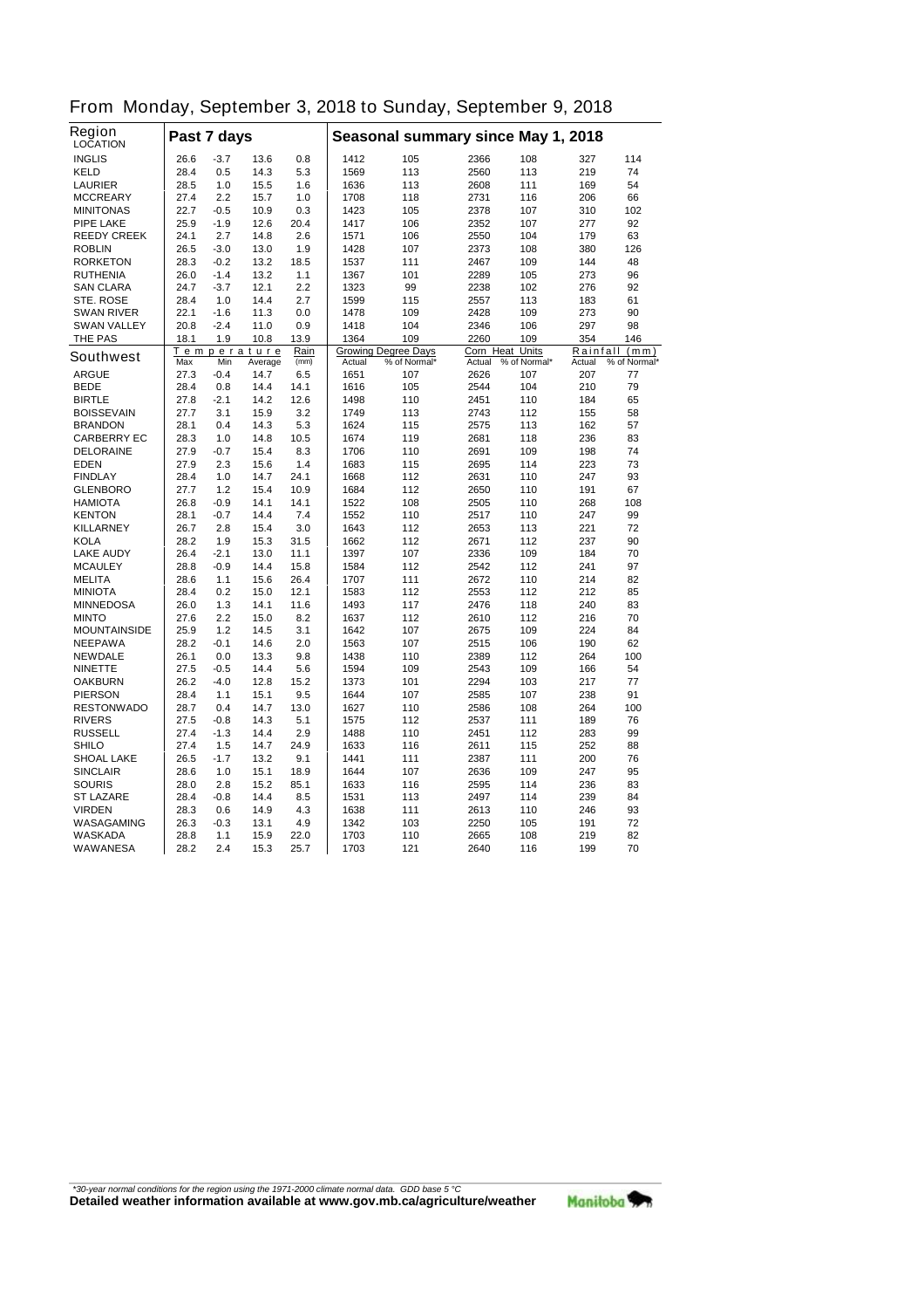# From Monday, September 3, 2018 to Sunday, September 9, 2018

| Region LOCATION | Past 7 days | | | | Seasonal summary since May 1, 2018 | | | | | |
|---|---|---|---|---|---|---|---|---|---|---|
| INGLIS | 26.6 | -3.7 | 13.6 | 0.8 | 1412 | 105 | 2366 | 108 | 327 | 114 |
| KELD | 28.4 | 0.5 | 14.3 | 5.3 | 1569 | 113 | 2560 | 113 | 219 | 74 |
| LAURIER | 28.5 | 1.0 | 15.5 | 1.6 | 1636 | 113 | 2608 | 111 | 169 | 54 |
| MCCREARY | 27.4 | 2.2 | 15.7 | 1.0 | 1708 | 118 | 2731 | 116 | 206 | 66 |
| MINITONAS | 22.7 | -0.5 | 10.9 | 0.3 | 1423 | 105 | 2378 | 107 | 310 | 102 |
| PIPE LAKE | 25.9 | -1.9 | 12.6 | 20.4 | 1417 | 106 | 2352 | 107 | 277 | 92 |
| REEDY CREEK | 24.1 | 2.7 | 14.8 | 2.6 | 1571 | 106 | 2550 | 104 | 179 | 63 |
| ROBLIN | 26.5 | -3.0 | 13.0 | 1.9 | 1428 | 107 | 2373 | 108 | 380 | 126 |
| RORKETON | 28.3 | -0.2 | 13.2 | 18.5 | 1537 | 111 | 2467 | 109 | 144 | 48 |
| RUTHENIA | 26.0 | -1.4 | 13.2 | 1.1 | 1367 | 101 | 2289 | 105 | 273 | 96 |
| SAN CLARA | 24.7 | -3.7 | 12.1 | 2.2 | 1323 | 99 | 2238 | 102 | 276 | 92 |
| STE. ROSE | 28.4 | 1.0 | 14.4 | 2.7 | 1599 | 115 | 2557 | 113 | 183 | 61 |
| SWAN RIVER | 22.1 | -1.6 | 11.3 | 0.0 | 1478 | 109 | 2428 | 109 | 273 | 90 |
| SWAN VALLEY | 20.8 | -2.4 | 11.0 | 0.9 | 1418 | 104 | 2346 | 106 | 297 | 98 |
| THE PAS | 18.1 | 1.9 | 10.8 | 13.9 | 1364 | 109 | 2260 | 109 | 354 | 146 |
| **Southwest** | Temperature Max | Min | Average | Rain (mm) | Growing Degree Days Actual | % of Normal* | Corn Heat Units Actual | % of Normal* | Rainfall (mm) Actual | % of Normal* |
| ARGUE | 27.3 | -0.4 | 14.7 | 6.5 | 1651 | 107 | 2626 | 107 | 207 | 77 |
| BEDE | 28.4 | 0.8 | 14.4 | 14.1 | 1616 | 105 | 2544 | 104 | 210 | 79 |
| BIRTLE | 27.8 | -2.1 | 14.2 | 12.6 | 1498 | 110 | 2451 | 110 | 184 | 65 |
| BOISSEVAIN | 27.7 | 3.1 | 15.9 | 3.2 | 1749 | 113 | 2743 | 112 | 155 | 58 |
| BRANDON | 28.1 | 0.4 | 14.3 | 5.3 | 1624 | 115 | 2575 | 113 | 162 | 57 |
| CARBERRY EC | 28.3 | 1.0 | 14.8 | 10.5 | 1674 | 119 | 2681 | 118 | 236 | 83 |
| DELORAINE | 27.9 | -0.7 | 15.4 | 8.3 | 1706 | 110 | 2691 | 109 | 198 | 74 |
| EDEN | 27.9 | 2.3 | 15.6 | 1.4 | 1683 | 115 | 2695 | 114 | 223 | 73 |
| FINDLAY | 28.4 | 1.0 | 14.7 | 24.1 | 1668 | 112 | 2631 | 110 | 247 | 93 |
| GLENBORO | 27.7 | 1.2 | 15.4 | 10.9 | 1684 | 112 | 2650 | 110 | 191 | 67 |
| HAMIOTA | 26.8 | -0.9 | 14.1 | 14.1 | 1522 | 108 | 2505 | 110 | 268 | 108 |
| KENTON | 28.1 | -0.7 | 14.4 | 7.4 | 1552 | 110 | 2517 | 110 | 247 | 99 |
| KILLARNEY | 26.7 | 2.8 | 15.4 | 3.0 | 1643 | 112 | 2653 | 113 | 221 | 72 |
| KOLA | 28.2 | 1.9 | 15.3 | 31.5 | 1662 | 112 | 2671 | 112 | 237 | 90 |
| LAKE AUDY | 26.4 | -2.1 | 13.0 | 11.1 | 1397 | 107 | 2336 | 109 | 184 | 70 |
| MCAULEY | 28.8 | -0.9 | 14.4 | 15.8 | 1584 | 112 | 2542 | 112 | 241 | 97 |
| MELITA | 28.6 | 1.1 | 15.6 | 26.4 | 1707 | 111 | 2672 | 110 | 214 | 82 |
| MINIOTA | 28.4 | 0.2 | 15.0 | 12.1 | 1583 | 112 | 2553 | 112 | 212 | 85 |
| MINNEDOSA | 26.0 | 1.3 | 14.1 | 11.6 | 1493 | 117 | 2476 | 118 | 240 | 83 |
| MINTO | 27.6 | 2.2 | 15.0 | 8.2 | 1637 | 112 | 2610 | 112 | 216 | 70 |
| MOUNTAINSIDE | 25.9 | 1.2 | 14.5 | 3.1 | 1642 | 107 | 2675 | 109 | 224 | 84 |
| NEEPAWA | 28.2 | -0.1 | 14.6 | 2.0 | 1563 | 107 | 2515 | 106 | 190 | 62 |
| NEWDALE | 26.1 | 0.0 | 13.3 | 9.8 | 1438 | 110 | 2389 | 112 | 264 | 100 |
| NINETTE | 27.5 | -0.5 | 14.4 | 5.6 | 1594 | 109 | 2543 | 109 | 166 | 54 |
| OAKBURN | 26.2 | -4.0 | 12.8 | 15.2 | 1373 | 101 | 2294 | 103 | 217 | 77 |
| PIERSON | 28.4 | 1.1 | 15.1 | 9.5 | 1644 | 107 | 2585 | 107 | 238 | 91 |
| RESTONWADO | 28.7 | 0.4 | 14.7 | 13.0 | 1627 | 110 | 2586 | 108 | 264 | 100 |
| RIVERS | 27.5 | -0.8 | 14.3 | 5.1 | 1575 | 112 | 2537 | 111 | 189 | 76 |
| RUSSELL | 27.4 | -1.3 | 14.4 | 2.9 | 1488 | 110 | 2451 | 112 | 283 | 99 |
| SHILO | 27.4 | 1.5 | 14.7 | 24.9 | 1633 | 116 | 2611 | 115 | 252 | 88 |
| SHOAL LAKE | 26.5 | -1.7 | 13.2 | 9.1 | 1441 | 111 | 2387 | 111 | 200 | 76 |
| SINCLAIR | 28.6 | 1.0 | 15.1 | 18.9 | 1644 | 107 | 2636 | 109 | 247 | 95 |
| SOURIS | 28.0 | 2.8 | 15.2 | 85.1 | 1633 | 116 | 2595 | 114 | 236 | 83 |
| ST LAZARE | 28.4 | -0.8 | 14.4 | 8.5 | 1531 | 113 | 2497 | 114 | 239 | 84 |
| VIRDEN | 28.3 | 0.6 | 14.9 | 4.3 | 1638 | 111 | 2613 | 110 | 246 | 93 |
| WASAGAMING | 26.3 | -0.3 | 13.1 | 4.9 | 1342 | 103 | 2250 | 105 | 191 | 72 |
| WASKADA | 28.8 | 1.1 | 15.9 | 22.0 | 1703 | 110 | 2665 | 108 | 219 | 82 |
| WAWANESA | 28.2 | 2.4 | 15.3 | 25.7 | 1703 | 121 | 2640 | 116 | 199 | 70 |

*30-year normal conditions for the region using the 1971-2000 climate normal data. GDD base 5 °C

**Detailed weather information available at www.gov.mb.ca/agriculture/weather**

Manitoba